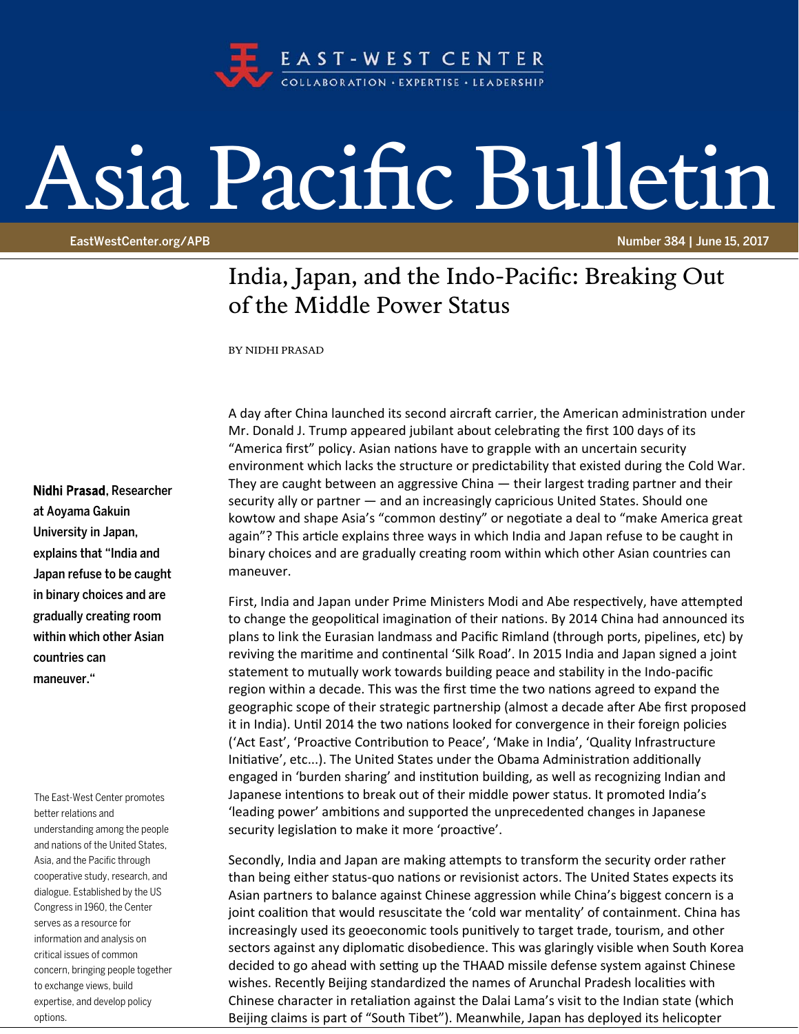# Asia Pacific Bulletin

EAST-WEST CENTER
COLLABORATION · EXPERTISE · LEADERSHIP

EastWestCenter.org/APB

Number 384 | June 15, 2017

## India, Japan, and the Indo-Pacific: Breaking Out of the Middle Power Status

BY NIDHI PRASAD

A day after China launched its second aircraft carrier, the American administration under Mr. Donald J. Trump appeared jubilant about celebrating the first 100 days of its "America first" policy. Asian nations have to grapple with an uncertain security environment which lacks the structure or predictability that existed during the Cold War. They are caught between an aggressive China — their largest trading partner and their security ally or partner — and an increasingly capricious United States. Should one kowtow and shape Asia's "common destiny" or negotiate a deal to "make America great again"? This article explains three ways in which India and Japan refuse to be caught in binary choices and are gradually creating room within which other Asian countries can maneuver.

First, India and Japan under Prime Ministers Modi and Abe respectively, have attempted to change the geopolitical imagination of their nations. By 2014 China had announced its plans to link the Eurasian landmass and Pacific Rimland (through ports, pipelines, etc) by reviving the maritime and continental 'Silk Road'. In 2015 India and Japan signed a joint statement to mutually work towards building peace and stability in the Indo-pacific region within a decade. This was the first time the two nations agreed to expand the geographic scope of their strategic partnership (almost a decade after Abe first proposed it in India). Until 2014 the two nations looked for convergence in their foreign policies ('Act East', 'Proactive Contribution to Peace', 'Make in India', 'Quality Infrastructure Initiative', etc...). The United States under the Obama Administration additionally engaged in 'burden sharing' and institution building, as well as recognizing Indian and Japanese intentions to break out of their middle power status. It promoted India's 'leading power' ambitions and supported the unprecedented changes in Japanese security legislation to make it more 'proactive'.

Secondly, India and Japan are making attempts to transform the security order rather than being either status-quo nations or revisionist actors. The United States expects its Asian partners to balance against Chinese aggression while China's biggest concern is a joint coalition that would resuscitate the 'cold war mentality' of containment. China has increasingly used its geoeconomic tools punitively to target trade, tourism, and other sectors against any diplomatic disobedience. This was glaringly visible when South Korea decided to go ahead with setting up the THAAD missile defense system against Chinese wishes. Recently Beijing standardized the names of Arunchal Pradesh localities with Chinese character in retaliation against the Dalai Lama's visit to the Indian state (which Beijing claims is part of "South Tibet"). Meanwhile, Japan has deployed its helicopter

**Nidhi Prasad**, Researcher at Aoyama Gakuin University in Japan, explains that "India and Japan refuse to be caught in binary choices and are gradually creating room within which other Asian countries can maneuver."

The East-West Center promotes better relations and understanding among the people and nations of the United States, Asia, and the Pacific through cooperative study, research, and dialogue. Established by the US Congress in 1960, the Center serves as a resource for information and analysis on critical issues of common concern, bringing people together to exchange views, build expertise, and develop policy options.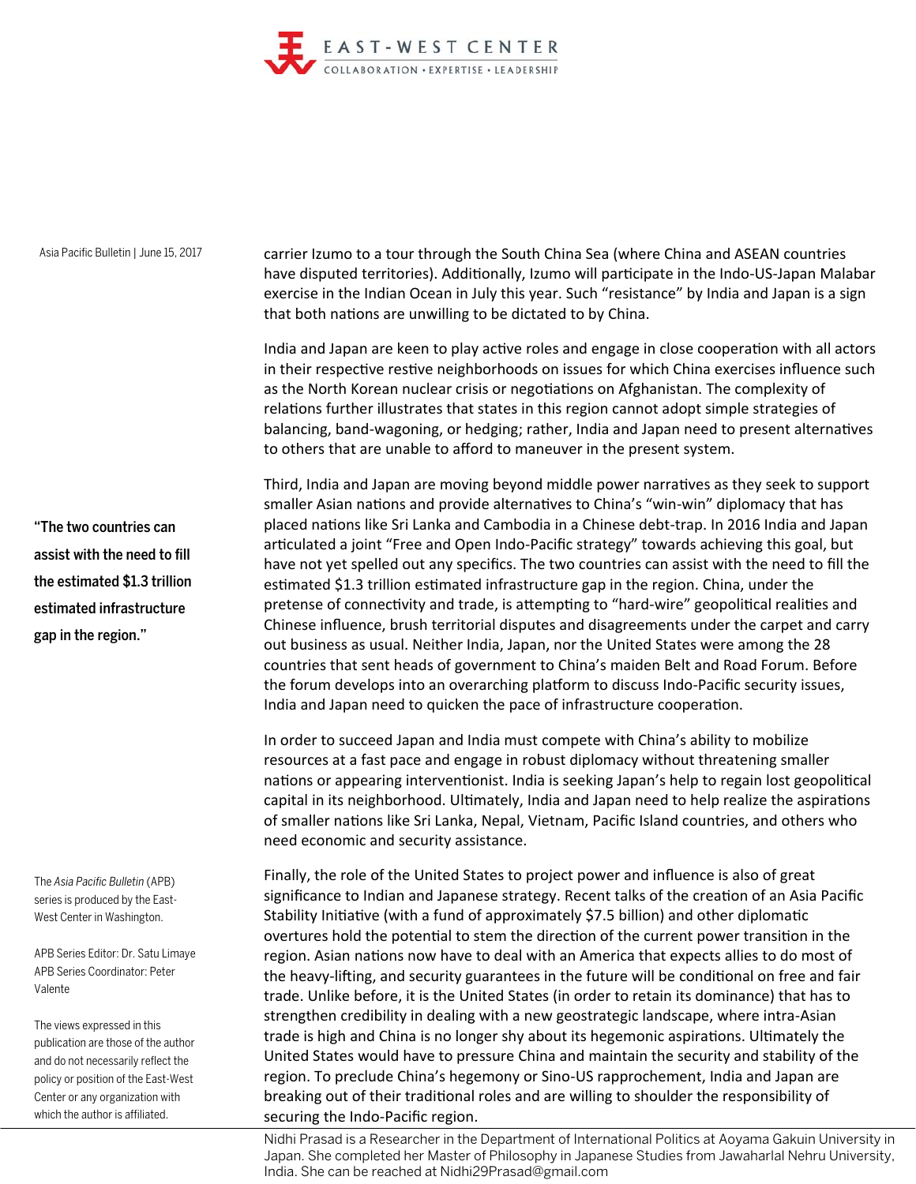carrier Izumo to a tour through the South China Sea (where China and ASEAN countries have disputed territories). Additionally, Izumo will participate in the Indo-US-Japan Malabar exercise in the Indian Ocean in July this year. Such "resistance" by India and Japan is a sign that both nations are unwilling to be dictated to by China.

India and Japan are keen to play active roles and engage in close cooperation with all actors in their respective restive neighborhoods on issues for which China exercises influence such as the North Korean nuclear crisis or negotiations on Afghanistan. The complexity of relations further illustrates that states in this region cannot adopt simple strategies of balancing, band-wagoning, or hedging; rather, India and Japan need to present alternatives to others that are unable to afford to maneuver in the present system.

Third, India and Japan are moving beyond middle power narratives as they seek to support smaller Asian nations and provide alternatives to China's "win-win" diplomacy that has placed nations like Sri Lanka and Cambodia in a Chinese debt-trap. In 2016 India and Japan articulated a joint "Free and Open Indo-Pacific strategy" towards achieving this goal, but have not yet spelled out any specifics. The two countries can assist with the need to fill the estimated $1.3 trillion estimated infrastructure gap in the region. China, under the pretense of connectivity and trade, is attempting to "hard-wire" geopolitical realities and Chinese influence, brush territorial disputes and disagreements under the carpet and carry out business as usual. Neither India, Japan, nor the United States were among the 28 countries that sent heads of government to China's maiden Belt and Road Forum. Before the forum develops into an overarching platform to discuss Indo-Pacific security issues, India and Japan need to quicken the pace of infrastructure cooperation.

**"The two countries can assist with the need to fill the estimated $1.3 trillion estimated infrastructure gap in the region."**

In order to succeed Japan and India must compete with China's ability to mobilize resources at a fast pace and engage in robust diplomacy without threatening smaller nations or appearing interventionist. India is seeking Japan's help to regain lost geopolitical capital in its neighborhood. Ultimately, India and Japan need to help realize the aspirations of smaller nations like Sri Lanka, Nepal, Vietnam, Pacific Island countries, and others who need economic and security assistance.

Finally, the role of the United States to project power and influence is also of great significance to Indian and Japanese strategy. Recent talks of the creation of an Asia Pacific Stability Initiative (with a fund of approximately $7.5 billion) and other diplomatic overtures hold the potential to stem the direction of the current power transition in the region. Asian nations now have to deal with an America that expects allies to do most of the heavy-lifting, and security guarantees in the future will be conditional on free and fair trade. Unlike before, it is the United States (in order to retain its dominance) that has to strengthen credibility in dealing with a new geostrategic landscape, where intra-Asian trade is high and China is no longer shy about its hegemonic aspirations. Ultimately the United States would have to pressure China and maintain the security and stability of the region. To preclude China's hegemony or Sino-US rapprochement, India and Japan are breaking out of their traditional roles and are willing to shoulder the responsibility of securing the Indo-Pacific region.

The *Asia Pacific Bulletin* (APB) series is produced by the East-West Center in Washington.

APB Series Editor: Dr. Satu Limaye
APB Series Coordinator: Peter Valente

The views expressed in this publication are those of the author and do not necessarily reflect the policy or position of the East-West Center or any organization with which the author is affiliated.

Nidhi Prasad is a Researcher in the Department of International Politics at Aoyama Gakuin University in Japan. She completed her Master of Philosophy in Japanese Studies from Jawaharlal Nehru University, India. She can be reached at Nidhi29Prasad@gmail.com